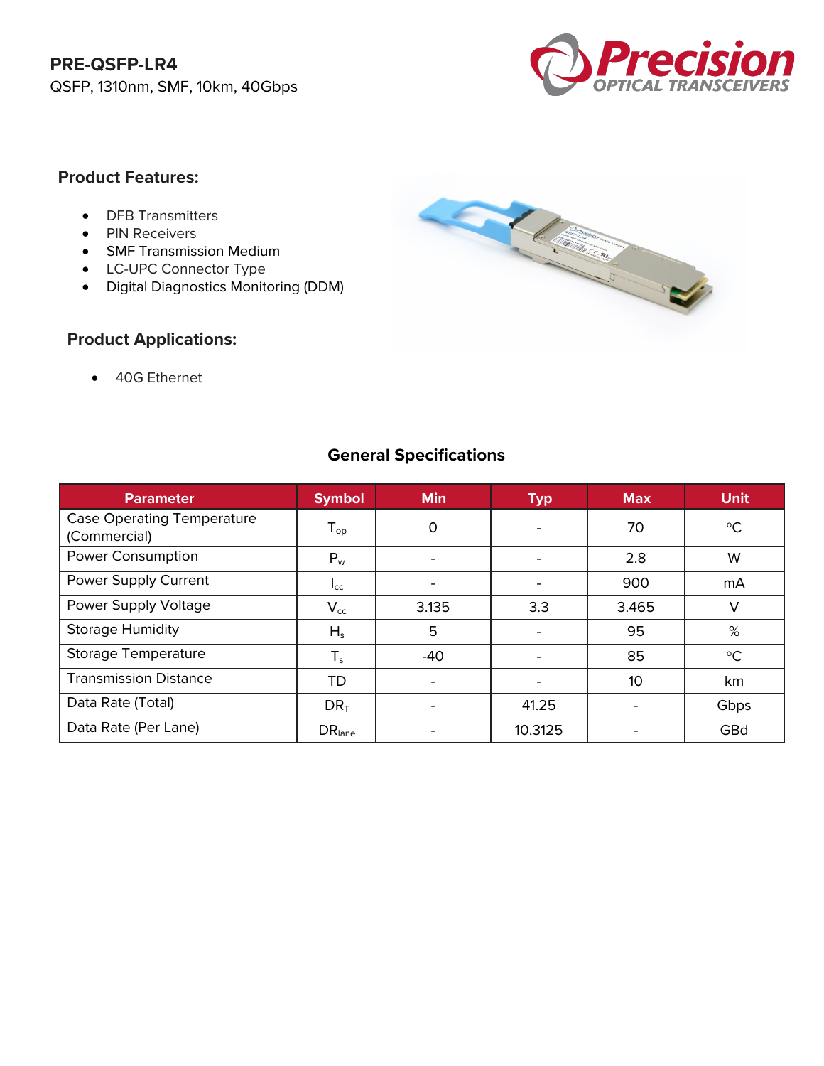# PRE-QSFP-LR4

QSFP, 1310nm, SMF, 10km, 40Gbps

## Product Features:

- DFB Transmitters
- PIN Receivers
- SMF Transmission Medium
- LC-UPC Connector Type
- Digital Diagnostics Monitoring (DDM)

## Product Applications:

- 40G Ethernet

## General Specifications

| Parameter | Symbol | Min | Typ | Max | Unit |
|---|---|---|---|---|---|
| Case Operating Temperature (Commercial) | $T_{op}$ | 0 | - | 70 | °C |
| Power Consumption | $P_w$ | - | - | 2.8 | W |
| Power Supply Current | $I_{cc}$ | - | - | 900 | mA |
| Power Supply Voltage | $V_{cc}$ | 3.135 | 3.3 | 3.465 | V |
| Storage Humidity | $H_s$ | 5 | - | 95 | % |
| Storage Temperature | $T_s$ | -40 | - | 85 | °C |
| Transmission Distance | TD | - | - | 10 | km |
| Data Rate (Total) | $DR_T$ | - | 41.25 | - | Gbps |
| Data Rate (Per Lane) | $DR_{lane}$ | - | 10.3125 | - | GBd |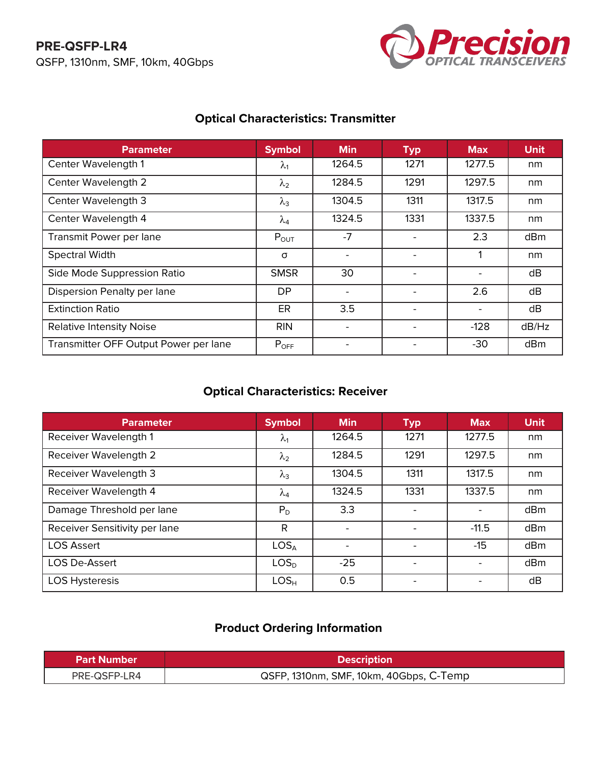**PRE-QSFP-LR4**
QSFP, 1310nm, SMF, 10km, 40Gbps

## Optical Characteristics: Transmitter

| Parameter | Symbol | Min | Typ | Max | Unit |
|---|---|---|---|---|---|
| Center Wavelength 1 | $\lambda_1$ | 1264.5 | 1271 | 1277.5 | nm |
| Center Wavelength 2 | $\lambda_2$ | 1284.5 | 1291 | 1297.5 | nm |
| Center Wavelength 3 | $\lambda_3$ | 1304.5 | 1311 | 1317.5 | nm |
| Center Wavelength 4 | $\lambda_4$ | 1324.5 | 1331 | 1337.5 | nm |
| Transmit Power per lane | $P_{OUT}$ | -7 | - | 2.3 | dBm |
| Spectral Width | σ | - | - | 1 | nm |
| Side Mode Suppression Ratio | SMSR | 30 | - | - | dB |
| Dispersion Penalty per lane | DP | - | - | 2.6 | dB |
| Extinction Ratio | ER | 3.5 | - | - | dB |
| Relative Intensity Noise | RIN | - | - | -128 | dB/Hz |
| Transmitter OFF Output Power per lane | $P_{OFF}$ | - | - | -30 | dBm |

## Optical Characteristics: Receiver

| Parameter | Symbol | Min | Typ | Max | Unit |
|---|---|---|---|---|---|
| Receiver Wavelength 1 | $\lambda_1$ | 1264.5 | 1271 | 1277.5 | nm |
| Receiver Wavelength 2 | $\lambda_2$ | 1284.5 | 1291 | 1297.5 | nm |
| Receiver Wavelength 3 | $\lambda_3$ | 1304.5 | 1311 | 1317.5 | nm |
| Receiver Wavelength 4 | $\lambda_4$ | 1324.5 | 1331 | 1337.5 | nm |
| Damage Threshold per lane | $P_D$ | 3.3 | - | - | dBm |
| Receiver Sensitivity per lane | R | - | - | -11.5 | dBm |
| LOS Assert | $LOS_A$ | - | - | -15 | dBm |
| LOS De-Assert | $LOS_D$ | -25 | - | - | dBm |
| LOS Hysteresis | $LOS_H$ | 0.5 | - | - | dB |

## Product Ordering Information

| Part Number | Description |
|---|---|
| PRE-QSFP-LR4 | QSFP, 1310nm, SMF, 10km, 40Gbps, C-Temp |